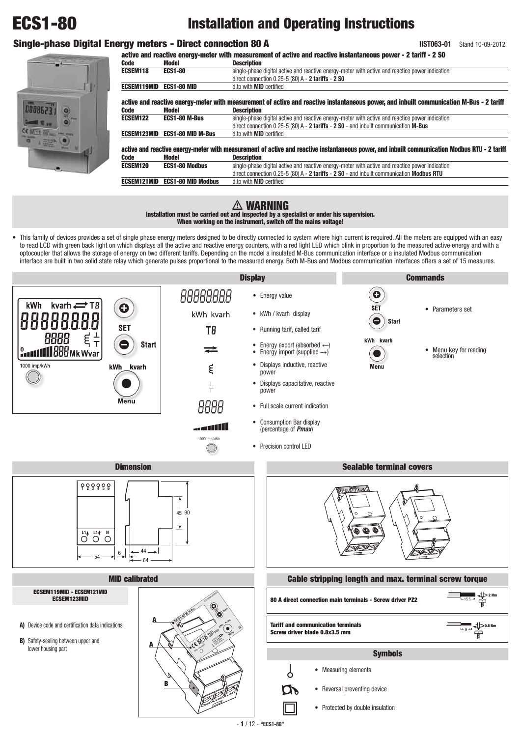# ECS1-80

# Installation and Operating Instructions

## Single-phase Digital Energy meters - Direct connection 80 A

IIST063-01 Stand 10-09-2012

**active and reactive energy-meter with measurement of active and reactive instantaneous power - 2 tariff - 2 S0**

| Code | Model | Description |
|---|---|---|
| **ECSEM118** | **ECS1-80** | single-phase digital active and reactive energy-meter with active and reactice power indication direct connection 0.25-5 (80) A - **2 tariffs** - **2 S0** |
| **ECSEM119MID** | **ECS1-80 MID** | d.to with **MID** certified |

**active and reactive energy-meter with measurement of active and reactive instantaneous power, and inbuilt communication M-Bus - 2 tariff**

| Code | Model | Description |
|---|---|---|
| **ECSEM122** | **ECS1-80 M-Bus** | single-phase digital active and reactive energy-meter with active and reactice power indication direct connection 0.25-5 (80) A - **2 tariffs** - **2 S0** - and inbuilt communication **M-Bus** |
| **ECSEM123MID** | **ECS1-80 MID M-Bus** | d.to with **MID** certified |

**active and reactive energy-meter with measurement of active and reactive instantaneous power, and inbuilt communication Modbus RTU - 2 tariff**

| Code | Model | Description |
|---|---|---|
| **ECSEM120** | **ECS1-80 Modbus** | single-phase digital active and reactive energy-meter with active and reactice power indication direct connection 0.25-5 (80) A - **2 tariffs** - **2 S0** - and inbuilt communication **Modbus RTU** |
| **ECSEM121MID** | **ECS1-80 MID Modbus** | d.to with **MID** certified |

### ⚠ WARNING

**Installation must be carried out and inspected by a specialist or under his supervision.**
**When working on the instrument, switch off the mains voltage!**

- This family of devices provides a set of single phase energy meters designed to be directly connected to system where high current is required. All the meters are equipped with an easy to read LCD with green back light on which displays all the active and reactive energy counters, with a red light LED which blink in proportion to the measured active energy and with a optocoupler that allows the storage of energy on two different tariffs. Depending on the model a insulated M-Bus communication interface or a insulated Modbus communication interface are built in two solid state relay which generate pulses proportional to the measured energy. Both M-Bus and Modbus communication interfaces offers a set of 15 measures.

## Display

- 88888888 – Energy value
- kWh kvarh – kWh / kvarh display
- T8 – Running tarif, called tarif
- ⇄ – Energy export (absorbed ←); Energy import (supplied →)
- Displays inductive, reactive power
- Displays capacitative, reactive power
- 8888 – Full scale current indication
- Consumption Bar display (percentage of *Pmax*)
- 1000 imp/kWh – Precision control LED

## Commands

- ⊕ SET / ⊖ Start – Parameters set
- kWh kvarh Menu – Menu key for reading selection

## Dimension

54, 6, 44, 64, 45, 90 (L1↑ L1↓ N)

## Sealable terminal covers

## MID calibrated

**ECSEM119MID - ECSEM121MID ECSEM123MID**

**A)** Device code and certification data indications

**B)** Safety-sealing between upper and lower housing part

## Cable stripping length and max. terminal screw torque

| | |
|---|---|
| **80 A direct connection main terminals - Screw driver PZ2** | 15.5 – 2 Nm |
| **Tariff and communication terminals Screw driver blade 0.8x3.5 mm** | 9 – 0.8 Nm |

## Symbols

- Measuring elements
- Reversal preventing device
- Protected by double insulation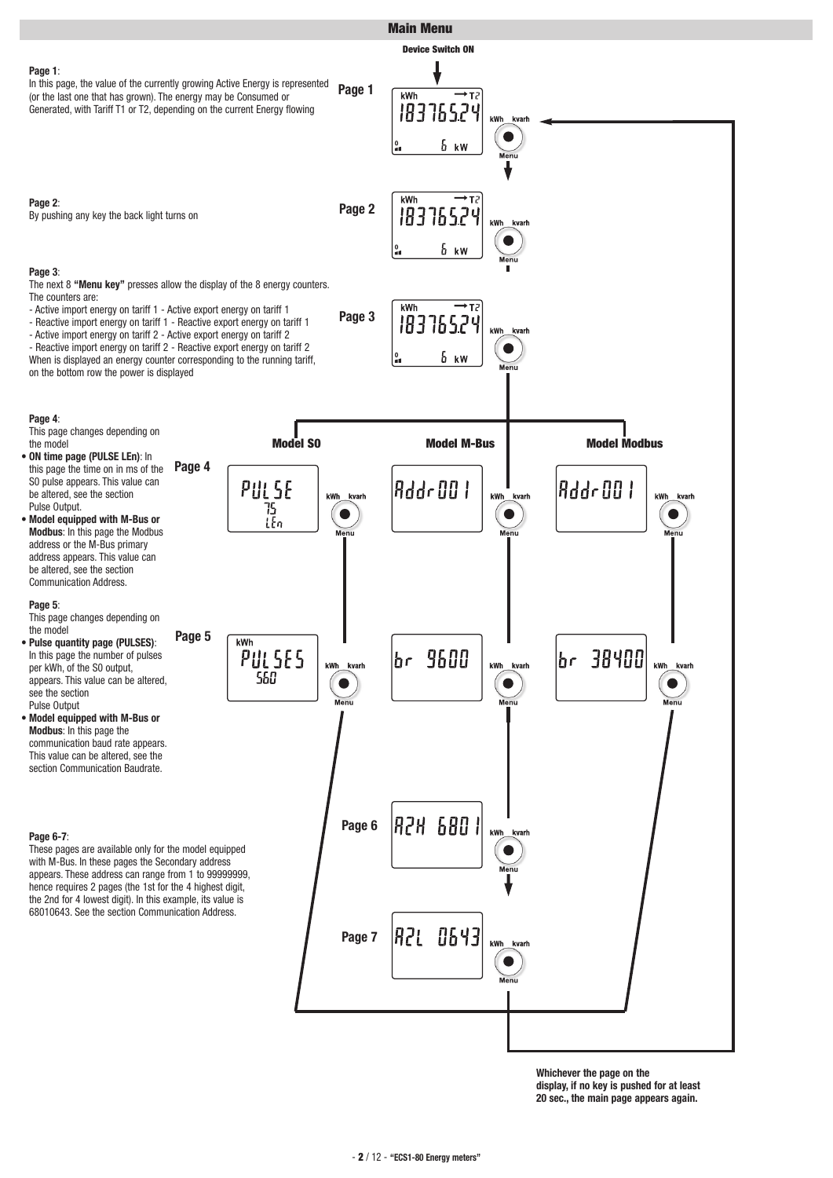## Main Menu

Device Switch ON

**Page 1**:
In this page, the value of the currently growing Active Energy is represented (or the last one that has grown). The energy may be Consumed or Generated, with Tariff T1 or T2, depending on the current Energy flowing

**Page 1**

kWh →T2
18376524
6 kW

**Page 2**:
By pushing any key the back light turns on

**Page 2**

kWh →T2
18376524
6 kW

**Page 3**:
The next 8 **"Menu key"** presses allow the display of the 8 energy counters. The counters are:
- Active import energy on tariff 1 - Active export energy on tariff 1
- Reactive import energy on tariff 1 - Reactive export energy on tariff 1
- Active import energy on tariff 2 - Active export energy on tariff 2
- Reactive import energy on tariff 2 - Reactive export energy on tariff 2

When is displayed an energy counter corresponding to the running tariff, on the bottom row the power is displayed

**Page 3**

kWh →T2
18376524
6 kW

**Page 4**:
This page changes depending on the model

- **ON time page (PULSE LEn)**: In this page the time on in ms of the S0 pulse appears. This value can be altered, see the section Pulse Output.
- **Model equipped with M-Bus or Modbus**: In this page the Modbus address or the M-Bus primary address appears. This value can be altered, see the section Communication Address.

| | Model S0 | Model M-Bus | Model Modbus |
|---|---|---|---|
| Page 4 | PULSE 75 LEn | Addr 001 | Addr 001 |
| Page 5 | kWh PULSES 560 | br 9600 | br 38400 |

**Page 5**:
This page changes depending on the model

- **Pulse quantity page (PULSES)**: In this page the number of pulses per kWh, of the S0 output, appears. This value can be altered, see the section Pulse Output
- **Model equipped with M-Bus or Modbus**: In this page the communication baud rate appears. This value can be altered, see the section Communication Baudrate.

**Page 6-7**:
These pages are available only for the model equipped with M-Bus. In these pages the Secondary address appears. These address can range from 1 to 99999999, hence requires 2 pages (the 1st for the 4 highest digit, the 2nd for 4 lowest digit). In this example, its value is 68010643. See the section Communication Address.

**Page 6**

A2H 6801

**Page 7**

A2L 0643

**Whichever the page on the display, if no key is pushed for at least 20 sec., the main page appears again.**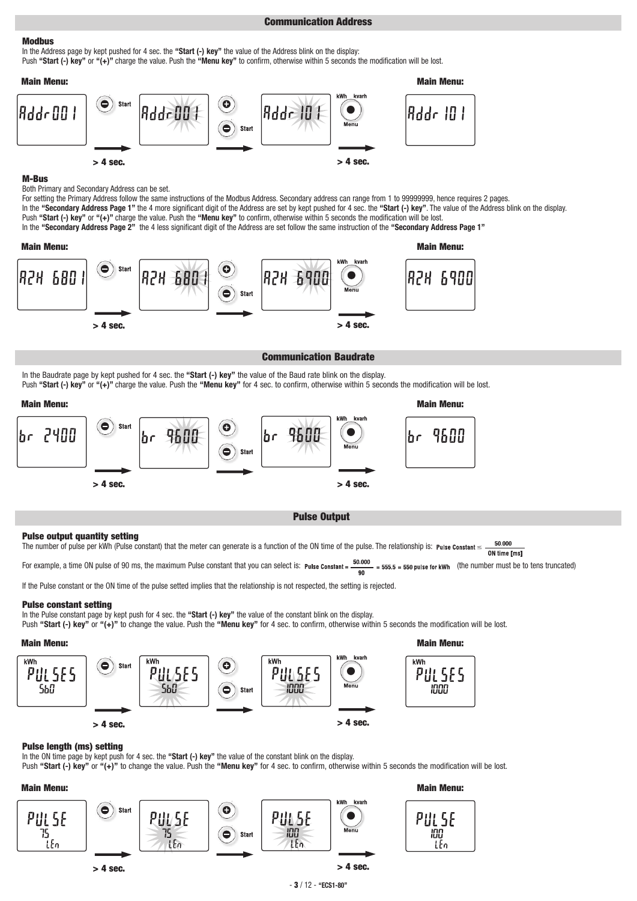## Communication Address

### Modbus

In the Address page by kept pushed for 4 sec. the **"Start (-) key"** the value of the Address blink on the display:
Push **"Start (-) key"** or **"(+)"** charge the value. Push the **"Menu key"** to confirm, otherwise within 5 seconds the modification will be lost.

**Main Menu:** Addr 001 → Start (> 4 sec.) → Addr 001 → (+) / Start → Addr 101 → Menu (> 4 sec.) → **Main Menu:** Addr 101

### M-Bus

Both Primary and Secondary Address can be set.
For setting the Primary Address follow the same instructions of the Modbus Address. Secondary address can range from 1 to 99999999, hence requires 2 pages.
In the **"Secondary Address Page 1"** the 4 more significant digit of the Address are set by kept pushed for 4 sec. the **"Start (-) key"**. The value of the Address blink on the display.
Push **"Start (-) key"** or **"(+)"** charge the value. Push the **"Menu key"** to confirm, otherwise within 5 seconds the modification will be lost.
In the **"Secondary Address Page 2"** the 4 less significant digit of the Address are set follow the same instruction of the **"Secondary Address Page 1"**

**Main Menu:** A2H 6801 → Start (> 4 sec.) → A2H 6801 → (+) / Start → A2H 6900 → Menu (> 4 sec.) → **Main Menu:** A2H 6900

## Communication Baudrate

In the Baudrate page by kept pushed for 4 sec. the **"Start (-) key"** the value of the Baud rate blink on the display.
Push **"Start (-) key"** or **"(+)"** charge the value. Push the **"Menu key"** for 4 sec. to confirm, otherwise within 5 seconds the modification will be lost.

**Main Menu:** br 2400 → Start (> 4 sec.) → br 9600 → (+) / Start → br 9600 → Menu (> 4 sec.) → **Main Menu:** br 9600

## Pulse Output

### Pulse output quantity setting

The number of pulse per kWh (Pulse constant) that the meter can generate is a function of the ON time of the pulse. The relationship is: $\text{Pulse Constant} \leq \frac{50.000}{\text{ON time [ms]}}$

For example, a time ON pulse of 90 ms, the maximum Pulse constant that you can select is: $\text{Pulse Constant} = \frac{50.000}{90} = 555.5 = 550 \text{ pulse for kWh}$ (the number must be to tens truncated)

If the Pulse constant or the ON time of the pulse setted implies that the relationship is not respected, the setting is rejected.

### Pulse constant setting

In the Pulse constant page by kept push for 4 sec. the **"Start (-) key"** the value of the constant blink on the display.
Push **"Start (-) key"** or **"(+)"** to change the value. Push the **"Menu key"** for 4 sec. to confirm, otherwise within 5 seconds the modification will be lost.

**Main Menu:** kWh PULSES 560 → Start (> 4 sec.) → kWh PULSES 560 → (+) / Start → kWh PULSES 1000 → Menu (> 4 sec.) → **Main Menu:** kWh PULSES 1000

### Pulse length (ms) setting

In the ON time page by kept push for 4 sec. the **"Start (-) key"** the value of the constant blink on the display.
Push **"Start (-) key"** or **"(+)"** to change the value. Push the **"Menu key"** for 4 sec. to confirm, otherwise within 5 seconds the modification will be lost.

**Main Menu:** PULSE 75 LEn → Start (> 4 sec.) → PULSE 75 LEn → (+) / Start → PULSE 100 LEn → Menu (> 4 sec.) → **Main Menu:** PULSE 100 LEn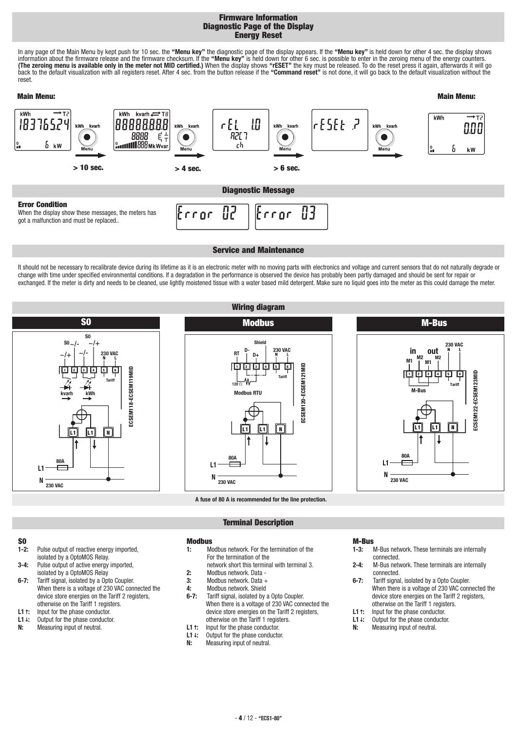## Firmware Information
## Diagnostic Page of the Display
## Energy Reset

In any page of the Main Menu by kept push for 10 sec. the **"Menu key"** the diagnostic page of the display appears. If the **"Menu key"** is held down for other 4 sec. the display shows information about the firmware release and the firmware checksum. If the **"Menu key"** is held down for other 6 sec. is possible to enter in the zeroing menu of the energy counters. **(The zeroing menu is available only in the meter not MID certified.)** When the display shows **"rESET"** the key must be released. To do the reset press it again, afterwards it will go back to the default visualization with all registers reset. After 4 sec. from the button release if the **"Command reset"** is not done, it will go back to the default visualization without the reset.

**Main Menu:** > 10 sec. > 4 sec. > 6 sec. **Main Menu:**

## Diagnostic Message

**Error Condition**

When the display show these messages, the meters has got a malfunction and must be replaced..

Error 02 Error 03

## Service and Maintenance

It should not be necessary to recalibrate device during its lifetime as it is an electronic meter with no moving parts with electronics and voltage and current sensors that do not naturally degrade or change with time under specified environmental conditions. If a degradation in the performance is observed the device has probably been partly damaged and should be sent for repair or exchanged. If the meter is dirty and needs to be cleaned, use lightly moistened tissue with a water based mild detergent. Make sure no liquid goes into the meter as this could damage the meter.

## Wiring diagram

**S0** — ECSEM118-ECSEM119MID

**Modbus** — ECSEM120-ECSEM121MID

**M-Bus** — ECSEM122-ECSEM123MID

A fuse of 80 A is recommended for the line protection.

## Terminal Description

**S0**

- **1-2:** Pulse output of reactive energy imported, isolated by a OptoMOS Relay.
- **3-4:** Pulse output of active energy imported, isolated by a OptoMOS Relay
- **6-7:** Tariff signal, isolated by a Opto Coupler. When there is a voltage of 230 VAC connected the device store energies on the Tariff 2 registers, otherwise on the Tariff 1 registers.
- **L1 ↑:** Input for the phase conductor.
- **L1 ↓:** Output for the phase conductor.
- **N:** Measuring input of neutral.

**Modbus**

- **1:** Modbus network. For the termination of the For the termination of the network short this terminal with terminal 3.
- **2:** Modbus network. Data -
- **3:** Modbus network. Data +
- **4:** Modbus network. Shield
- **6-7:** Tariff signal, isolated by a Opto Coupler. When there is a voltage of 230 VAC connected the device store energies on the Tariff 2 registers, otherwise on the Tariff 1 registers.
- **L1 ↑:** Input for the phase conductor.
- **L1 ↓:** Output for the phase conductor.
- **N:** Measuring input of neutral.

**M-Bus**

- **1-3:** M-Bus network. These terminals are internally connected.
- **2-4:** M-Bus network. These terminals are internally connected.
- **6-7:** Tariff signal, isolated by a Opto Coupler. When there is a voltage of 230 VAC connected the device store energies on the Tariff 2 registers, otherwise on the Tariff 1 registers.
- **L1 ↑:** Input for the phase conductor.
- **L1 ↓:** Output for the phase conductor.
- **N:** Measuring input of neutral.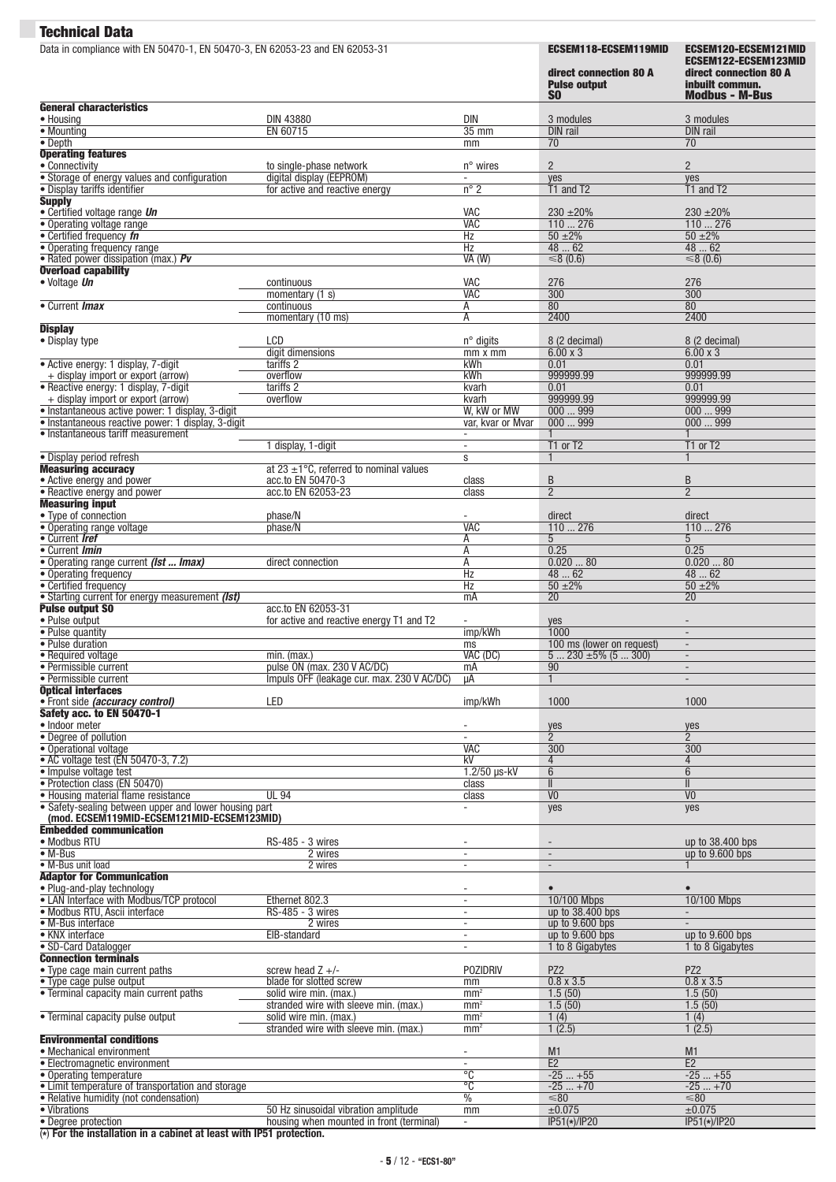## Technical Data

| Data in compliance with EN 50470-1, EN 50470-3, EN 62053-23 and EN 62053-31 | | | **ECSEM118-ECSEM119MID** **direct connection 80 A** **Pulse output** **S0** | **ECSEM120-ECSEM121MID** **ECSEM122-ECSEM123MID** **direct connection 80 A** **inbuilt commun.** **Modbus - M-Bus** |
|---|---|---|---|---|
| **General characteristics** | | | | |
| • Housing | DIN 43880 | DIN | 3 modules | 3 modules |
| • Mounting | EN 60715 | 35 mm | DIN rail | DIN rail |
| • Depth | | mm | 70 | 70 |
| **Operating features** | | | | |
| • Connectivity | to single-phase network | n° wires | 2 | 2 |
| • Storage of energy values and configuration | digital display (EEPROM) | - | yes | yes |
| • Display tariffs identifier | for active and reactive energy | n° 2 | T1 and T2 | T1 and T2 |
| **Supply** | | | | |
| • Certified voltage range *Un* | | VAC | 230 ±20% | 230 ±20% |
| • Operating voltage range | | VAC | 110 ... 276 | 110 ... 276 |
| • Certified frequency *fn* | | Hz | 50 ±2% | 50 ±2% |
| • Operating frequency range | | Hz | 48 ... 62 | 48 ... 62 |
| • Rated power dissipation (max.) *Pv* | | VA (W) | ≤8 (0.6) | ≤8 (0.6) |
| **Overload capability** | | | | |
| • Voltage *Un* | continuous | VAC | 276 | 276 |
| | momentary (1 s) | VAC | 300 | 300 |
| • Current *Imax* | continuous | A | 80 | 80 |
| | momentary (10 ms) | A | 2400 | 2400 |
| **Display** | | | | |
| • Display type | LCD | n° digits | 8 (2 decimal) | 8 (2 decimal) |
| | digit dimensions | mm x mm | 6.00 x 3 | 6.00 x 3 |
| • Active energy: 1 display, 7-digit | tariffs 2 | kWh | 0.01 | 0.01 |
| + display import or export (arrow) | overflow | kWh | 999999.99 | 999999.99 |
| • Reactive energy: 1 display, 7-digit | tariffs 2 | kvarh | 0.01 | 0.01 |
| + display import or export (arrow) | overflow | kvarh | 999999.99 | 999999.99 |
| • Instantaneous active power: 1 display, 3-digit | | W, kW or MW | 000 ... 999 | 000 ... 999 |
| • Instantaneous reactive power: 1 display, 3-digit | | var, kvar or Mvar | 000 ... 999 | 000 ... 999 |
| • Instantaneous tariff measurement | | - | 1 | 1 |
| | 1 display, 1-digit | - | T1 or T2 | T1 or T2 |
| • Display period refresh | | s | 1 | 1 |
| **Measuring accuracy** | at 23 ±1°C, referred to nominal values | | | |
| • Active energy and power | acc.to EN 50470-3 | class | B | B |
| • Reactive energy and power | acc.to EN 62053-23 | class | 2 | 2 |
| **Measuring input** | | | | |
| • Type of connection | phase/N | - | direct | direct |
| • Operating range voltage | phase/N | VAC | 110 ... 276 | 110 ... 276 |
| • Current *Iref* | | A | 5 | 5 |
| • Current *Imin* | | A | 0.25 | 0.25 |
| • Operating range current *(Ist ... Imax)* | direct connection | A | 0.020 ... 80 | 0.020 ... 80 |
| • Operating frequency | | Hz | 48 ... 62 | 48 ... 62 |
| • Certified frequency | | Hz | 50 ±2% | 50 ±2% |
| • Starting current for energy measurement *(Ist)* | | mA | 20 | 20 |
| **Pulse output S0** | acc.to EN 62053-31 | | | |
| • Pulse output | for active and reactive energy T1 and T2 | - | yes | - |
| • Pulse quantity | | imp/kWh | 1000 | - |
| • Pulse duration | | ms | 100 ms (lower on request) | - |
| • Required voltage | min. (max.) | VAC (DC) | 5 ... 230 ±5% (5 ... 300) | - |
| • Permissible current | pulse ON (max. 230 V AC/DC) | mA | 90 | - |
| • Permissible current | Impuls OFF (leakage cur. max. 230 V AC/DC) | µA | 1 | - |
| **Optical interfaces** | | | | |
| • Front side *(accuracy control)* | LED | imp/kWh | 1000 | 1000 |
| **Safety acc. to EN 50470-1** | | | | |
| • Indoor meter | | - | yes | yes |
| • Degree of pollution | | - | 2 | 2 |
| • Operational voltage | | VAC | 300 | 300 |
| • AC voltage test (EN 50470-3, 7.2) | | kV | 4 | 4 |
| • Impulse voltage test | | 1.2/50 µs-kV | 6 | 6 |
| • Protection class (EN 50470) | | class | II | II |
| • Housing material flame resistance | UL 94 | class | V0 | V0 |
| • Safety-sealing between upper and lower housing part (mod. ECSEM119MID-ECSEM121MID-ECSEM123MID) | | - | yes | yes |
| **Embedded communication** | | | | |
| • Modbus RTU | RS-485 - 3 wires | - | - | up to 38.400 bps |
| • M-Bus | 2 wires | - | - | up to 9.600 bps |
| • M-Bus unit load | 2 wires | - | - | 1 |
| **Adaptor for Communication** | | | | |
| • Plug-and-play technology | | - | • | • |
| • LAN Interface with Modbus/TCP protocol | Ethernet 802.3 | - | 10/100 Mbps | 10/100 Mbps |
| • Modbus RTU, Ascii interface | RS-485 - 3 wires | - | up to 38.400 bps | - |
| • M-Bus interface | 2 wires | - | up to 9.600 bps | - |
| • KNX interface | EIB-standard | - | up to 9.600 bps | up to 9.600 bps |
| • SD-Card Datalogger | | - | 1 to 8 Gigabytes | 1 to 8 Gigabytes |
| **Connection terminals** | | | | |
| • Type cage main current paths | screw head Z +/- | POZIDRIV | PZ2 | PZ2 |
| • Type cage pulse output | blade for slotted screw | mm | 0.8 x 3.5 | 0.8 x 3.5 |
| • Terminal capacity main current paths | solid wire min. (max.) | mm² | 1.5 (50) | 1.5 (50) |
| | stranded wire with sleeve min. (max.) | mm² | 1.5 (50) | 1.5 (50) |
| • Terminal capacity pulse output | solid wire min. (max.) | mm² | 1 (4) | 1 (4) |
| | stranded wire with sleeve min. (max.) | mm² | 1 (2.5) | 1 (2.5) |
| **Environmental conditions** | | | | |
| • Mechanical environment | | - | M1 | M1 |
| • Electromagnetic environment | | - | E2 | E2 |
| • Operating temperature | | °C | -25 ... +55 | -25 ... +55 |
| • Limit temperature of transportation and storage | | °C | -25 ... +70 | -25 ... +70 |
| • Relative humidity (not condensation) | | % | ≤80 | ≤80 |
| • Vibrations | 50 Hz sinusoidal vibration amplitude | mm | ±0.075 | ±0.075 |
| • Degree protection | housing when mounted in front (terminal) | - | IP51(*)/IP20 | IP51(*)/IP20 |

**(*) For the installation in a cabinet at least with IP51 protection.**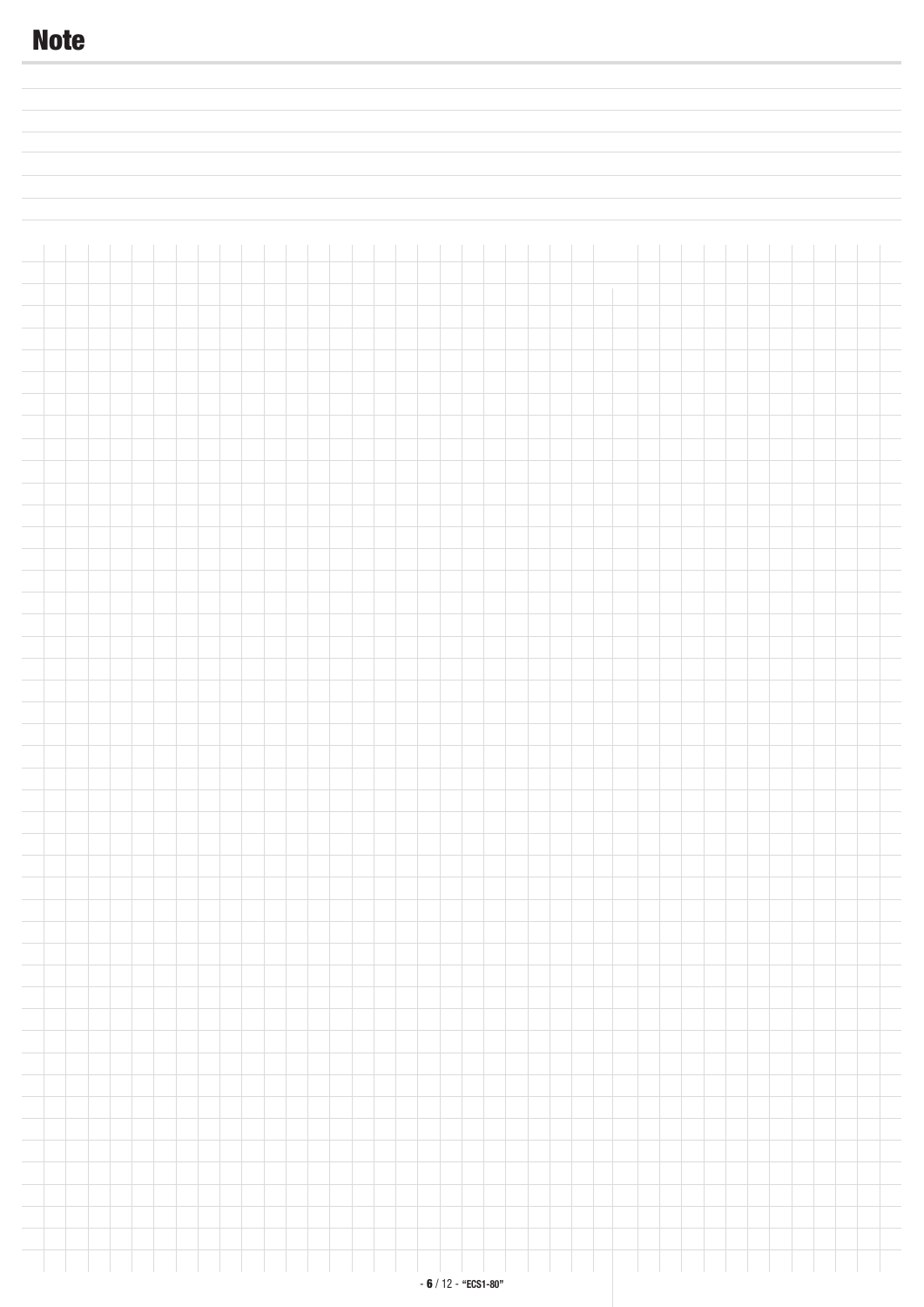# Note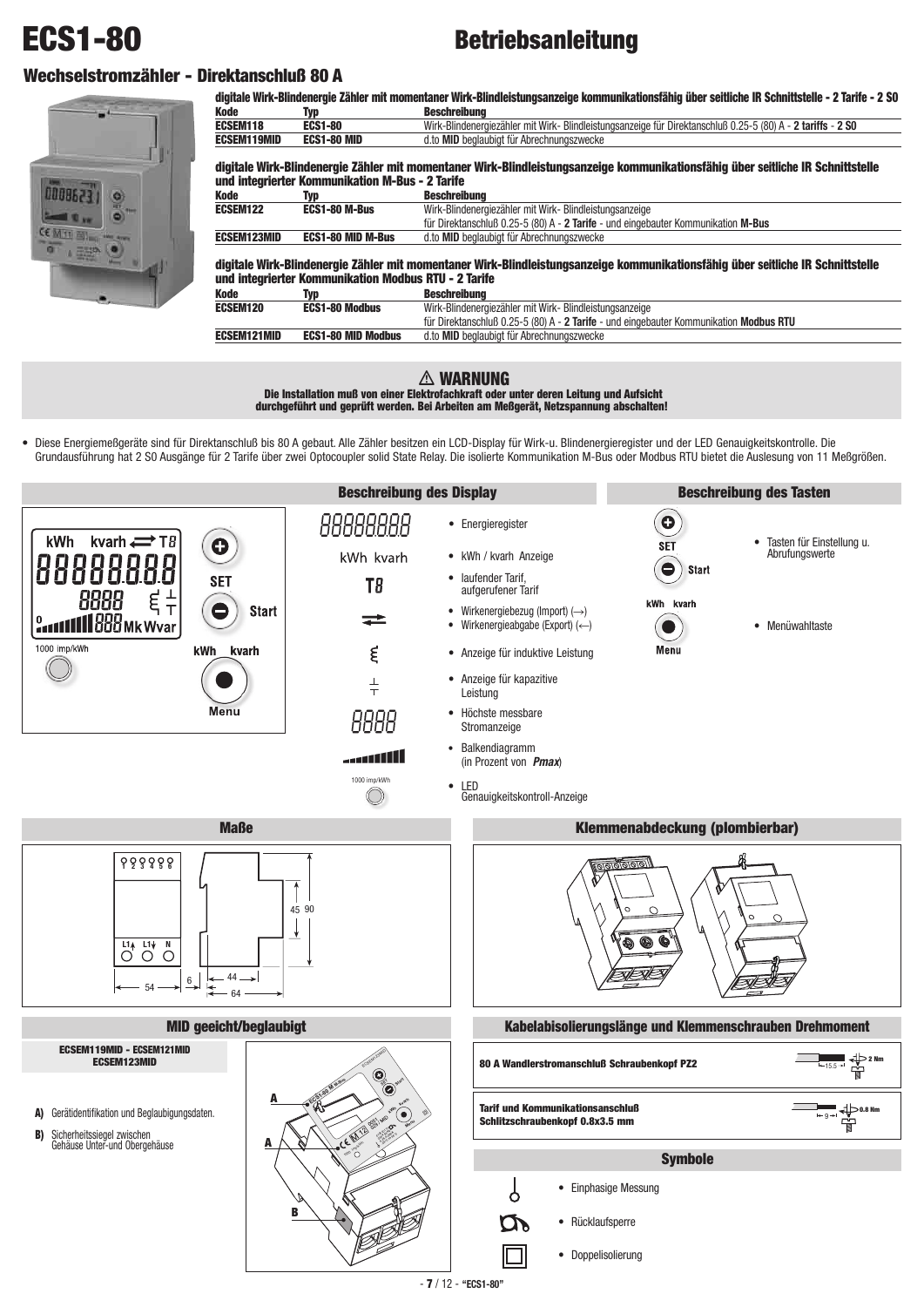# ECS1-80

# Betriebsanleitung

## Wechselstromzähler - Direktanschluß 80 A

**digitale Wirk-Blindenergie Zähler mit momentaner Wirk-Blindleistungsanzeige kommunikationsfähig über seitliche IR Schnittstelle - 2 Tarife - 2 S0**

| Kode | Typ | Beschreibung |
|---|---|---|
| ECSEM118 | ECS1-80 | Wirk-Blindenergiezähler mit Wirk- Blindleistungsanzeige für Direktanschluß 0.25-5 (80) A - **2 tariffs** - **2 S0** |
| ECSEM119MID | ECS1-80 MID | d.to **MID** beglaubigt für Abrechnungszwecke |

**digitale Wirk-Blindenergie Zähler mit momentaner Wirk-Blindleistungsanzeige kommunikationsfähig über seitliche IR Schnittstelle und integrierter Kommunikation M-Bus - 2 Tarife**

| Kode | Typ | Beschreibung |
|---|---|---|
| ECSEM122 | ECS1-80 M-Bus | Wirk-Blindenergiezähler mit Wirk- Blindleistungsanzeige für Direktanschluß 0.25-5 (80) A - **2 Tarife** - und eingebauter Kommunikation **M-Bus** |
| ECSEM123MID | ECS1-80 MID M-Bus | d.to **MID** beglaubigt für Abrechnungszwecke |

**digitale Wirk-Blindenergie Zähler mit momentaner Wirk-Blindleistungsanzeige kommunikationsfähig über seitliche IR Schnittstelle und integrierter Kommunikation Modbus RTU - 2 Tarife**

| Kode | Typ | Beschreibung |
|---|---|---|
| ECSEM120 | ECS1-80 Modbus | Wirk-Blindenergiezähler mit Wirk- Blindleistungsanzeige für Direktanschluß 0.25-5 (80) A - **2 Tarife** - und eingebauter Kommunikation **Modbus RTU** |
| ECSEM121MID | ECS1-80 MID Modbus | d.to **MID** beglaubigt für Abrechnungszwecke |

**⚠ WARNUNG**

**Die Installation muß von einer Elektrofachkraft oder unter deren Leitung und Aufsicht durchgeführt und geprüft werden. Bei Arbeiten am Meßgerät, Netzspannung abschalten!**

- Diese Energiemeßgeräte sind für Direktanschluß bis 80 A gebaut. Alle Zähler besitzen ein LCD-Display für Wirk-u. Blindenergieregister und der LED Genauigkeitskontrolle. Die Grundausführung hat 2 S0 Ausgänge für 2 Tarife über zwei Optocoupler solid State Relay. Die isolierte Kommunikation M-Bus oder Modbus RTU bietet die Auslesung von 11 Meßgrößen.

### Beschreibung des Display

- Energieregister
- kWh / kvarh Anzeige
- laufender Tarif, aufgerufener Tarif
- Wirkenergiebezug (Import) (→)
- Wirkenergieabgabe (Export) (←)
- Anzeige für induktive Leistung
- Anzeige für kapazitive Leistung
- Höchste messbare Stromanzeige
- Balkendiagramm (in Prozent von ***Pmax***)
- LED Genauigkeitskontroll-Anzeige

### Beschreibung des Tasten

- Tasten für Einstellung u. Abrufungswerte
- Menüwahltaste

### Maße

### Klemmenabdeckung (plombierbar)

### MID geeicht/beglaubigt

**ECSEM119MID - ECSEM121MID ECSEM123MID**

**A)** Gerätidentifikation und Beglaubigungsdaten.

**B)** Sicherheitssiegel zwischen Gehäuse Unter-und Obergehäuse

### Kabelabisolierungslänge und Klemmenschrauben Drehmoment

| | | |
|---|---|---|
| **80 A Wandlerstromanschluß Schraubenkopf PZ2** | 15.5 | 2 Nm |
| **Tarif und Kommunikationsanschluß Schlitzschraubenkopf 0.8x3.5 mm** | 9 | 0.8 Nm |

### Symbole

- Einphasige Messung
- Rücklaufsperre
- Doppelisolierung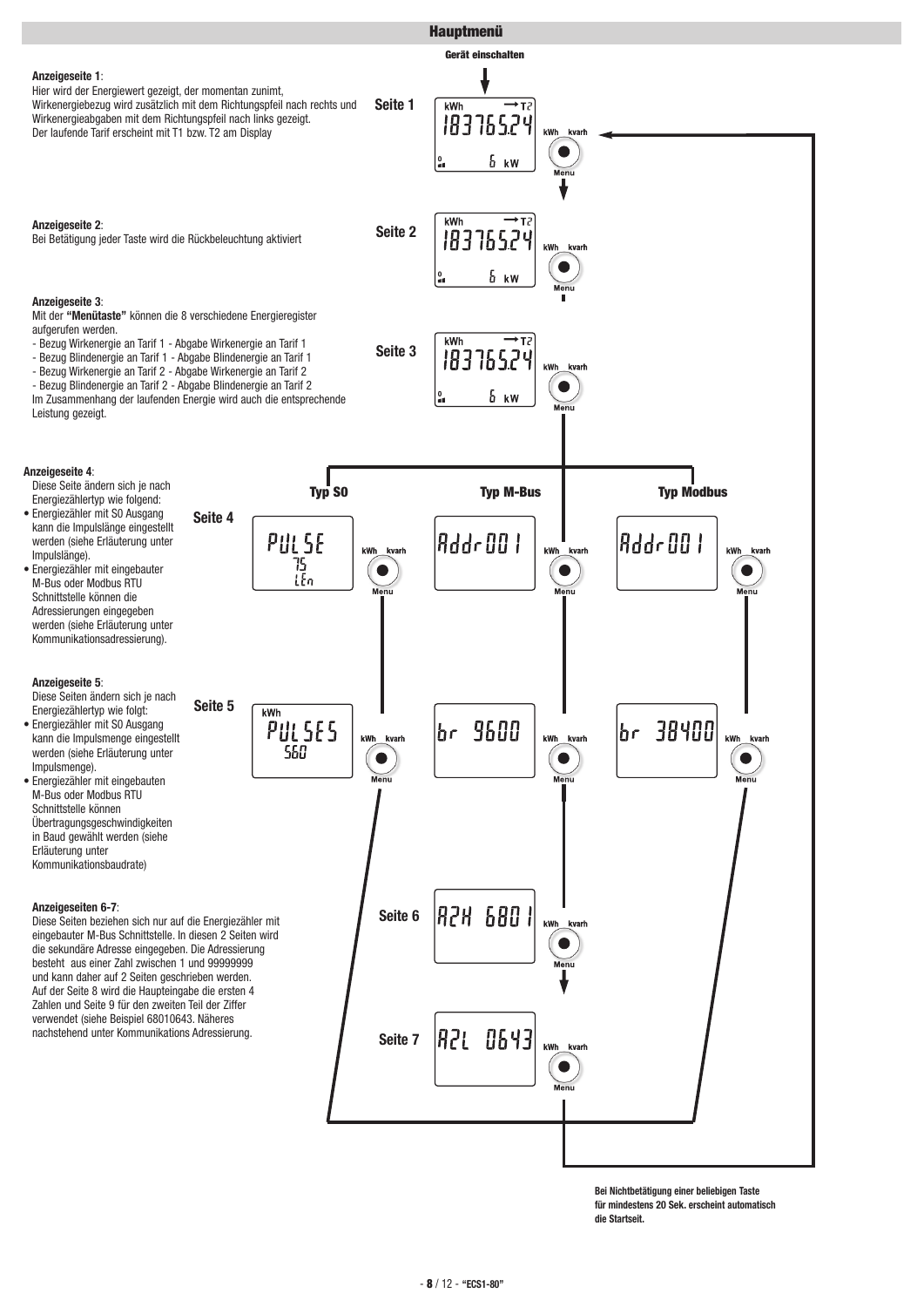# Hauptmenü

**Gerät einschalten**

**Anzeigeseite 1**:
Hier wird der Energiewert gezeigt, der momentan zunimt, Wirkenergiebezug wird zusätzlich mit dem Richtungspfeil nach rechts und Wirkenergieabgaben mit dem Richtungspfeil nach links gezeigt.
Der laufende Tarif erscheint mit T1 bzw. T2 am Display

**Seite 1**

**Anzeigeseite 2**:
Bei Betätigung jeder Taste wird die Rückbeleuchtung aktiviert

**Seite 2**

**Anzeigeseite 3**:
Mit der **"Menütaste"** können die 8 verschiedene Energieregister aufgerufen werden.
- Bezug Wirkenergie an Tarif 1 - Abgabe Wirkenergie an Tarif 1
- Bezug Blindenergie an Tarif 1 - Abgabe Blindenergie an Tarif 1
- Bezug Wirkenergie an Tarif 2 - Abgabe Wirkenergie an Tarif 2
- Bezug Blindenergie an Tarif 2 - Abgabe Blindenergie an Tarif 2

Im Zusammenhang der laufenden Energie wird auch die entsprechende Leistung gezeigt.

**Seite 3**

**Anzeigeseite 4**:
Diese Seite ändern sich je nach Energiezählertyp wie folgend:
- Energiezähler mit S0 Ausgang kann die Impulslänge eingestellt werden (siehe Erläuterung unter Impulslänge).
- Energiezähler mit eingebauter M-Bus oder Modbus RTU Schnittstelle können die Adressierungen eingegeben werden (siehe Erläuterung unter Kommunikationsadressierung).

**Seite 4** — **Typ S0** | **Typ M-Bus** | **Typ Modbus**

**Anzeigeseite 5**:
Diese Seiten ändern sich je nach Energiezählertyp wie folgt:
- Energiezähler mit S0 Ausgang kann die Impulsmenge eingestellt werden (siehe Erläuterung unter Impulsmenge).
- Energiezähler mit eingebauten M-Bus oder Modbus RTU Schnittstelle können Übertragungsgeschwindigkeiten in Baud gewählt werden (siehe Erläuterung unter Kommunikationsbaudrate)

**Seite 5**

**Anzeigeseiten 6-7**:
Diese Seiten beziehen sich nur auf die Energiezähler mit eingebauter M-Bus Schnittstelle. In diesen 2 Seiten wird die sekundäre Adresse eingegeben. Die Adressierung besteht aus einer Zahl zwischen 1 und 99999999 und kann daher auf 2 Seiten geschrieben werden. Auf der Seite 8 wird die Haupteingabe die ersten 4 Zahlen und Seite 9 für den zweiten Teil der Ziffer verwendet (siehe Beispiel 68010643. Näheres nachstehend unter Kommunikations Adressierung.

**Seite 6**

**Seite 7**

**Bei Nichtbetätigung einer beliebigen Taste für mindestens 20 Sek. erscheint automatisch die Startseit.**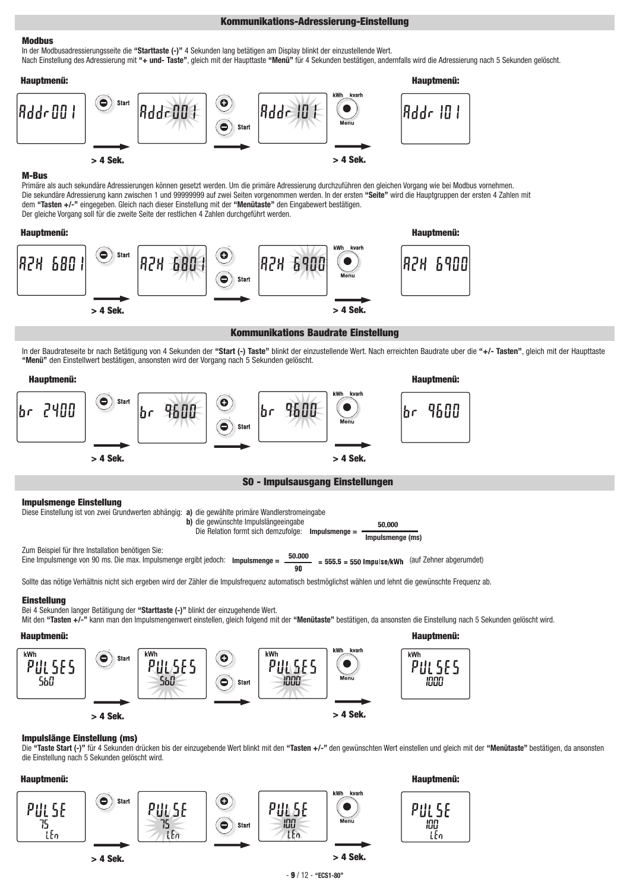## Kommunikations-Adressierung-Einstellung

### Modbus

In der Modbusadressierungsseite die **"Starttaste (-)"** 4 Sekunden lang betätigen am Display blinkt der einzustellende Wert.
Nach Einstellung des Adressierung mit **"+ und- Taste"**, gleich mit der Haupttaste **"Menü"** für 4 Sekunden bestätigen, andernfalls wird die Adressierung nach 5 Sekunden gelöscht.

**Hauptmenü:** Addr 001 → Start > 4 Sek. → Addr 001 → + / − Start → Addr 101 → kWh kvarh Menu > 4 Sek. → **Hauptmenü:** Addr 101

### M-Bus

Primäre als auch sekundäre Adressierungen können gesetzt werden. Um die primäre Adressierung durchzuführen den gleichen Vorgang wie bei Modbus vornehmen.
Die sekundäre Adressierung kann zwischen 1 und 99999999 auf zwei Seiten vorgenommen werden. In der ersten **"Seite"** wird die Hauptgruppen der ersten 4 Zahlen mit dem **"Tasten +/-"** eingegeben. Gleich nach dieser Einstellung mit der **"Menütaste"** den Eingabewert bestätigen.
Der gleiche Vorgang soll für die zweite Seite der restlichen 4 Zahlen durchgeführt werden.

**Hauptmenü:** A2H 6801 → Start > 4 Sek. → A2H 6801 → + / − Start → A2H 6900 → kWh kvarh Menu > 4 Sek. → **Hauptmenü:** A2H 6900

## Kommunikations Baudrate Einstellung

In der Baudrateseite br nach Betätigung von 4 Sekunden der **"Start (-) Taste"** blinkt der einzustellende Wert. Nach erreichten Baudrate uber die **"+/- Tasten"**, gleich mit der Haupttaste **"Menü"** den Einstellwert bestätigen, ansonsten wird der Vorgang nach 5 Sekunden gelöscht.

**Hauptmenü:** br 2400 → Start > 4 Sek. → br 9600 → + / − Start → br 9600 → kWh kvarh Menu > 4 Sek. → **Hauptmenü:** br 9600

## S0 - Impulsausgang Einstellungen

### Impulsmenge Einstellung

Diese Einstellung ist von zwei Grundwerten abhängig: **a)** die gewählte primäre Wandlerstromeingabe
**b)** die gewünschte Impulslängeeingabe
Die Relation formt sich demzufolge:

$$\text{Impulsmenge} = \frac{50.000}{\text{Impulsmenge (ms)}}$$

Zum Beispiel für Ihre Installation benötigen Sie:
Eine Impulsmenge von 90 ms. Die max. Impulsmenge ergibt jedoch:

$$\text{Impulsmenge} = \frac{50.000}{90} = 555.5 = 550 \text{ Impulse/kWh}$$

(auf Zehner abgerumdet)

Sollte das nötige Verhältnis nicht sich ergeben wird der Zähler die Impulsfrequenz automatisch bestmöglichst wählen und lehnt die gewünschte Frequenz ab.

### Einstellung

Bei 4 Sekunden langer Betätigung der **"Starttaste (-)"** blinkt der einzugehende Wert.
Mit den **"Tasten +/-"** kann man den Impulsmengenwert einstellen, gleich folgend mit der **"Menütaste"** bestätigen, da ansonsten die Einstellung nach 5 Sekunden gelöscht wird.

**Hauptmenü:** kWh PULSES 560 → Start > 4 Sek. → kWh PULSES 560 → + / − Start → kWh PULSES 1000 → kWh kvarh Menu > 4 Sek. → **Hauptmenü:** kWh PULSES 1000

### Impulslänge Einstellung (ms)

Die **"Taste Start (-)"** für 4 Sekunden drücken bis der einzugebende Wert blinkt mit den **"Tasten +/-"** den gewünschten Wert einstellen und gleich mit der **"Menütaste"** bestätigen, da ansonsten die Einstellung nach 5 Sekunden gelöscht wird.

**Hauptmenü:** PULSE 75 LEn → Start > 4 Sek. → PULSE 75 LEn → + / − Start → PULSE 100 LEn → kWh kvarh Menu > 4 Sek. → **Hauptmenü:** PULSE 100 LEn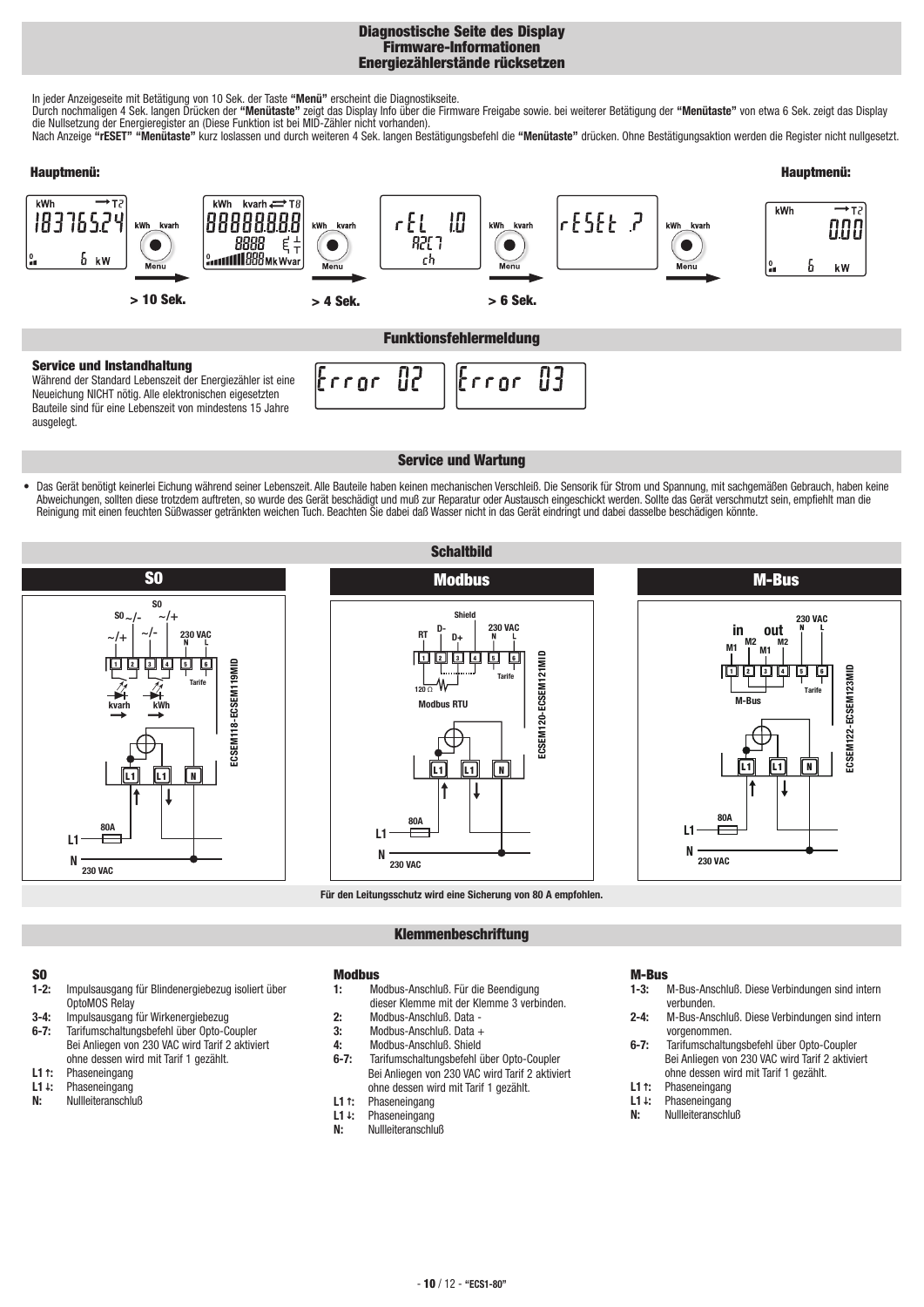## Diagnostische Seite des Display
## Firmware-Informationen
## Energiezählerstände rücksetzen

In jeder Anzeigeseite mit Betätigung von 10 Sek. der Taste **"Menü"** erscheint die Diagnostikseite.
Durch nochmaligen 4 Sek. langen Drücken der **"Menütaste"** zeigt das Display Info über die Firmware Freigabe sowie. bei weiterer Betätigung der **"Menütaste"** von etwa 6 Sek. zeigt das Display die Nullsetzung der Energieregister an (Diese Funktion ist bei MID-Zähler nicht vorhanden).
Nach Anzeige **"rESET" "Menütaste"** kurz loslassen und durch weiteren 4 Sek. langen Bestätigungsbefehl die **"Menütaste"** drücken. Ohne Bestätigungsaktion werden die Register nicht nullgesetzt.

**Hauptmenü:** > 10 Sek. > 4 Sek. > 6 Sek. **Hauptmenü:**

## Funktionsfehlermeldung

### Service und Instandhaltung

Während der Standard Lebenszeit der Energiezähler ist eine Neueichung NICHT nötig. Alle elektronischen eigesetzten Bauteile sind für eine Lebenszeit von mindestens 15 Jahre ausgelegt.

Error 02 Error 03

## Service und Wartung

- Das Gerät benötigt keinerlei Eichung während seiner Lebenszeit. Alle Bauteile haben keinen mechanischen Verschleiß. Die Sensorik für Strom und Spannung, mit sachgemäßen Gebrauch, haben keine Abweichungen, sollten diese trotzdem auftreten, so wurde des Gerät beschädigt und muß zur Reparatur oder Austausch eingeschickt werden. Sollte das Gerät verschmutzt sein, empfiehlt man die Reinigung mit einen feuchten Süßwasser getränkten weichen Tuch. Beachten Sie dabei daß Wasser nicht in das Gerät eindringt und dabei dasselbe beschädigen könnte.

## Schaltbild

**S0** — ECSEM118-ECSEM119MID

**Modbus** — ECSEM120-ECSEM121MID

**M-Bus** — ECSEM122-ECSEM123MID

Für den Leitungsschutz wird eine Sicherung von 80 A empfohlen.

## Klemmenbeschriftung

**S0**
- **1-2:** Impulsausgang für Blindenergiebezug isoliert über OptoMOS Relay
- **3-4:** Impulsausgang für Wirkenergiebezug
- **6-7:** Tarifumschaltungsbefehl über Opto-Coupler Bei Anliegen von 230 VAC wird Tarif 2 aktiviert ohne dessen wird mit Tarif 1 gezählt.
- **L1 ↑:** Phaseneingang
- **L1 ↓:** Phaseneingang
- **N:** Nullleiteranschluß

**Modbus**
- **1:** Modbus-Anschluß. Für die Beendigung dieser Klemme mit der Klemme 3 verbinden.
- **2:** Modbus-Anschluß. Data -
- **3:** Modbus-Anschluß. Data +
- **4:** Modbus-Anschluß. Shield
- **6-7:** Tarifumschaltungsbefehl über Opto-Coupler Bei Anliegen von 230 VAC wird Tarif 2 aktiviert ohne dessen wird mit Tarif 1 gezählt.
- **L1 ↑:** Phaseneingang
- **L1 ↓:** Phaseneingang
- **N:** Nullleiteranschluß

**M-Bus**
- **1-3:** M-Bus-Anschluß. Diese Verbindungen sind intern verbunden.
- **2-4:** M-Bus-Anschluß. Diese Verbindungen sind intern vorgenommen.
- **6-7:** Tarifumschaltungsbefehl über Opto-Coupler Bei Anliegen von 230 VAC wird Tarif 2 aktiviert ohne dessen wird mit Tarif 1 gezählt.
- **L1 ↑:** Phaseneingang
- **L1 ↓:** Phaseneingang
- **N:** Nullleiteranschluß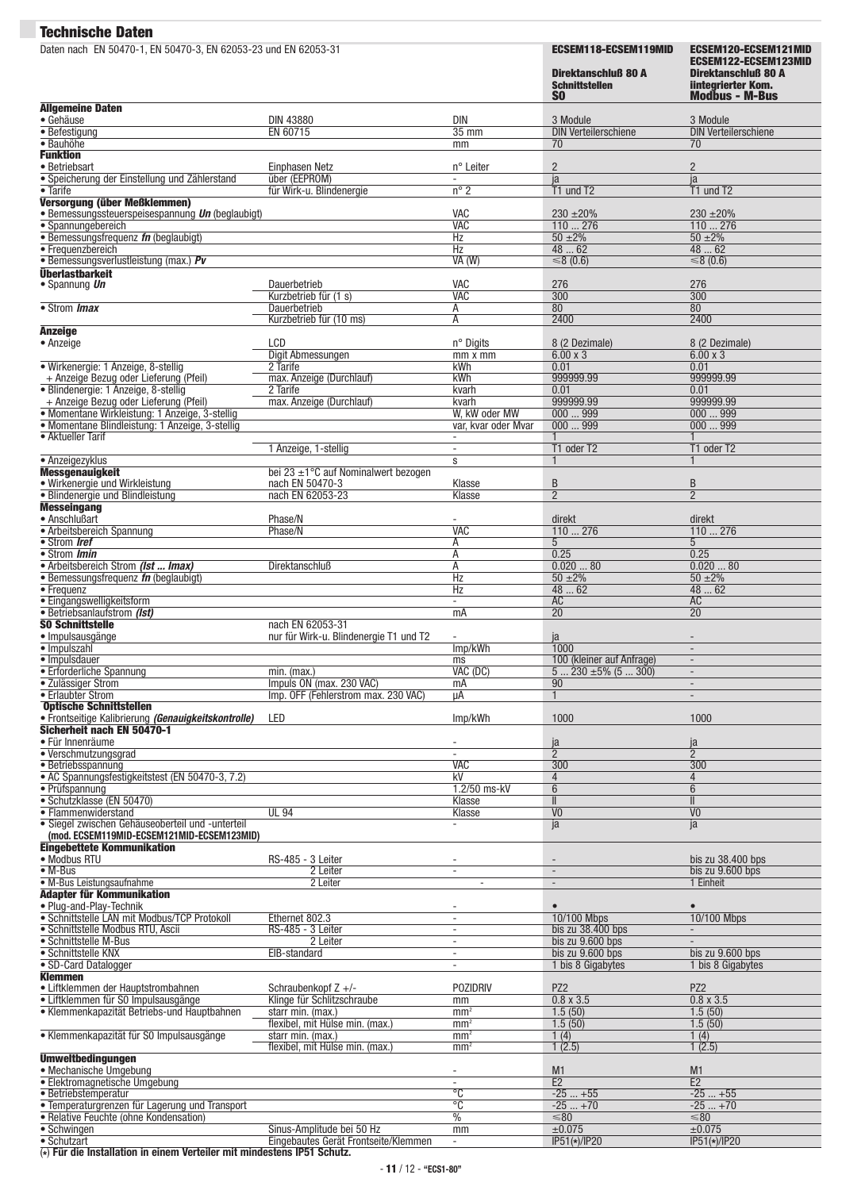## Technische Daten

Daten nach EN 50470-1, EN 50470-3, EN 62053-23 und EN 62053-31

| | | | ECSEM118-ECSEM119MID Direktanschluß 80 A Schnittstellen S0 | ECSEM120-ECSEM121MID ECSEM122-ECSEM123MID Direktanschluß 80 A iintegrierter Kom. Modbus - M-Bus |
|---|---|---|---|---|
| **Allgemeine Daten** | | | | |
| • Gehäuse | DIN 43880 | DIN | 3 Module | 3 Module |
| • Befestigung | EN 60715 | 35 mm | DIN Verteilerschiene | DIN Verteilerschiene |
| • Bauhöhe | | mm | 70 | 70 |
| **Funktion** | | | | |
| • Betriebsart | Einphasen Netz | n° Leiter | 2 | 2 |
| • Speicherung der Einstellung und Zählerstand | über (EEPROM) | - | ja | ja |
| • Tarife | für Wirk-u. Blindenergie | n° 2 | T1 und T2 | T1 und T2 |
| **Versorgung (über Meßklemmen)** | | | | |
| • Bemessungssteuerspeisespannung ***Un*** (beglaubigt) | | VAC | 230 ±20% | 230 ±20% |
| • Spannungebereich | | VAC | 110 ... 276 | 110 ... 276 |
| • Bemessungsfrequenz ***fn*** (beglaubigt) | | Hz | 50 ±2% | 50 ±2% |
| • Frequenzbereich | | Hz | 48 ... 62 | 48 ... 62 |
| • Bemessungsverlustleistung (max.) ***Pv*** | | VA (W) | ≤8 (0.6) | ≤8 (0.6) |
| **Überlastbarkeit** | | | | |
| • Spannung ***Un*** | Dauerbetrieb | VAC | 276 | 276 |
| | Kurzbetrieb für (1 s) | VAC | 300 | 300 |
| • Strom ***Imax*** | Dauerbetrieb | A | 80 | 80 |
| | Kurzbetrieb für (10 ms) | A | 2400 | 2400 |
| **Anzeige** | | | | |
| • Anzeige | LCD | n° Digits | 8 (2 Dezimale) | 8 (2 Dezimale) |
| | Digit Abmessungen | mm x mm | 6.00 x 3 | 6.00 x 3 |
| • Wirkenergie: 1 Anzeige, 8-stellig | 2 Tarife | kWh | 0.01 | 0.01 |
| + Anzeige Bezug oder Lieferung (Pfeil) | max. Anzeige (Durchlauf) | kWh | 999999.99 | 999999.99 |
| • Blindenergie: 1 Anzeige, 8-stellig | 2 Tarife | kvarh | 0.01 | 0.01 |
| + Anzeige Bezug oder Lieferung (Pfeil) | max. Anzeige (Durchlauf) | kvarh | 999999.99 | 999999.99 |
| • Momentane Wirkleistung: 1 Anzeige, 3-stellig | | W, kW oder MW | 000 ... 999 | 000 ... 999 |
| • Momentane Blindleistung: 1 Anzeige, 3-stellig | | var, kvar oder Mvar | 000 ... 999 | 000 ... 999 |
| • Aktueller Tarif | | - | 1 | 1 |
| | 1 Anzeige, 1-stellig | - | T1 oder T2 | T1 oder T2 |
| • Anzeigezyklus | | s | 1 | 1 |
| **Messgenauigkeit** | bei 23 ±1°C auf Nominalwert bezogen | | | |
| • Wirkenergie und Wirkleistung | nach EN 50470-3 | Klasse | B | B |
| • Blindenergie und Blindleistung | nach EN 62053-23 | Klasse | 2 | 2 |
| **Messeingang** | | | | |
| • Anschlußart | Phase/N | - | direkt | direkt |
| • Arbeitsbereich Spannung | Phase/N | VAC | 110 ... 276 | 110 ... 276 |
| • Strom ***Iref*** | | A | 5 | 5 |
| • Strom ***Imin*** | | A | 0.25 | 0.25 |
| • Arbeitsbereich Strom ***(Ist ... Imax)*** | Direktanschluß | A | 0.020 ... 80 | 0.020 ... 80 |
| • Bemessungsfrequenz ***fn*** (beglaubigt) | | Hz | 50 ±2% | 50 ±2% |
| • Frequenz | | Hz | 48 ... 62 | 48 ... 62 |
| • Eingangswelligkeitsform | | - | AC | AC |
| • Betriebsanlaufstrom ***(Ist)*** | | mA | 20 | 20 |
| **S0 Schnittstelle** | nach EN 62053-31 | | | |
| • Impulsausgänge | nur für Wirk-u. Blindenergie T1 und T2 | - | ja | - |
| • Impulszahl | | Imp/kWh | 1000 | - |
| • Impulsdauer | | ms | 100 (kleiner auf Anfrage) | - |
| • Erforderliche Spannung | min. (max.) | VAC (DC) | 5 ... 230 ±5% (5 ... 300) | - |
| • Zulässiger Strom | Impuls ON (max. 230 VAC) | mA | 90 | - |
| • Erlaubter Strom | Imp. OFF (Fehlerstrom max. 230 VAC) | µA | 1 | - |
| **Optische Schnittstellen** | | | | |
| • Frontseitige Kalibrierung ***(Genauigkeitskontrolle)*** | LED | Imp/kWh | 1000 | 1000 |
| **Sicherheit nach EN 50470-1** | | | | |
| • Für Innenräume | | - | ja | ja |
| • Verschmutzungsgrad | | - | 2 | 2 |
| • Betriebsspannung | | VAC | 300 | 300 |
| • AC Spannungsfestigkeitstest (EN 50470-3, 7.2) | | kV | 4 | 4 |
| • Prüfspannung | | 1.2/50 ms-kV | 6 | 6 |
| • Schutzklasse (EN 50470) | | Klasse | II | II |
| • Flammenwiderstand | UL 94 | Klasse | V0 | V0 |
| • Siegel zwischen Gehäuseoberteil und -unterteil **(mod. ECSEM119MID-ECSEM121MID-ECSEM123MID)** | | - | ja | ja |
| **Eingebettete Kommunikation** | | | | |
| • Modbus RTU | RS-485 - 3 Leiter | - | - | bis zu 38.400 bps |
| • M-Bus | 2 Leiter | - | - | bis zu 9.600 bps |
| • M-Bus Leistungsaufnahme | 2 Leiter | - | - | 1 Einheit |
| **Adapter für Kommunikation** | | | | |
| • Plug-and-Play-Technik | | - | • | • |
| • Schnittstelle LAN mit Modbus/TCP Protokoll | Ethernet 802.3 | - | 10/100 Mbps | 10/100 Mbps |
| • Schnittstelle Modbus RTU, Ascii | RS-485 - 3 Leiter | - | bis zu 38.400 bps | - |
| • Schnittstelle M-Bus | 2 Leiter | - | bis zu 9.600 bps | - |
| • Schnittstelle KNX | EIB-standard | - | bis zu 9.600 bps | bis zu 9.600 bps |
| • SD-Card Datalogger | | - | 1 bis 8 Gigabytes | 1 bis 8 Gigabytes |
| **Klemmen** | | | | |
| • Liftklemmen der Hauptstrombahnen | Schraubenkopf Z +/- | POZIDRIV | PZ2 | PZ2 |
| • Liftklemmen für S0 Impulsausgänge | Klinge für Schlitzschraube | mm | 0.8 x 3.5 | 0.8 x 3.5 |
| • Klemmenkapazität Betriebs-und Hauptbahnen | starr min. (max.) | mm² | 1.5 (50) | 1.5 (50) |
| | flexibel, mit Hülse min. (max.) | mm² | 1.5 (50) | 1.5 (50) |
| • Klemmenkapazität für S0 Impulsausgänge | starr min. (max.) | mm² | 1 (4) | 1 (4) |
| | flexibel, mit Hülse min. (max.) | mm² | 1 (2.5) | 1 (2.5) |
| **Umweltbedingungen** | | | | |
| • Mechanische Umgebung | | - | M1 | M1 |
| • Elektromagnetische Umgebung | | - | E2 | E2 |
| • Betriebstemperatur | | °C | -25 ... +55 | -25 ... +55 |
| • Temperaturgrenzen für Lagerung und Transport | | °C | -25 ... +70 | -25 ... +70 |
| • Relative Feuchte (ohne Kondensation) | | % | ≤80 | ≤80 |
| • Schwingen | Sinus-Amplitude bei 50 Hz | mm | ±0.075 | ±0.075 |
| • Schutzart | Eingebautes Gerät Frontseite/Klemmen | - | IP51(*)/IP20 | IP51(*)/IP20 |

(*) **Für die Installation in einem Verteiler mit mindestens IP51 Schutz.**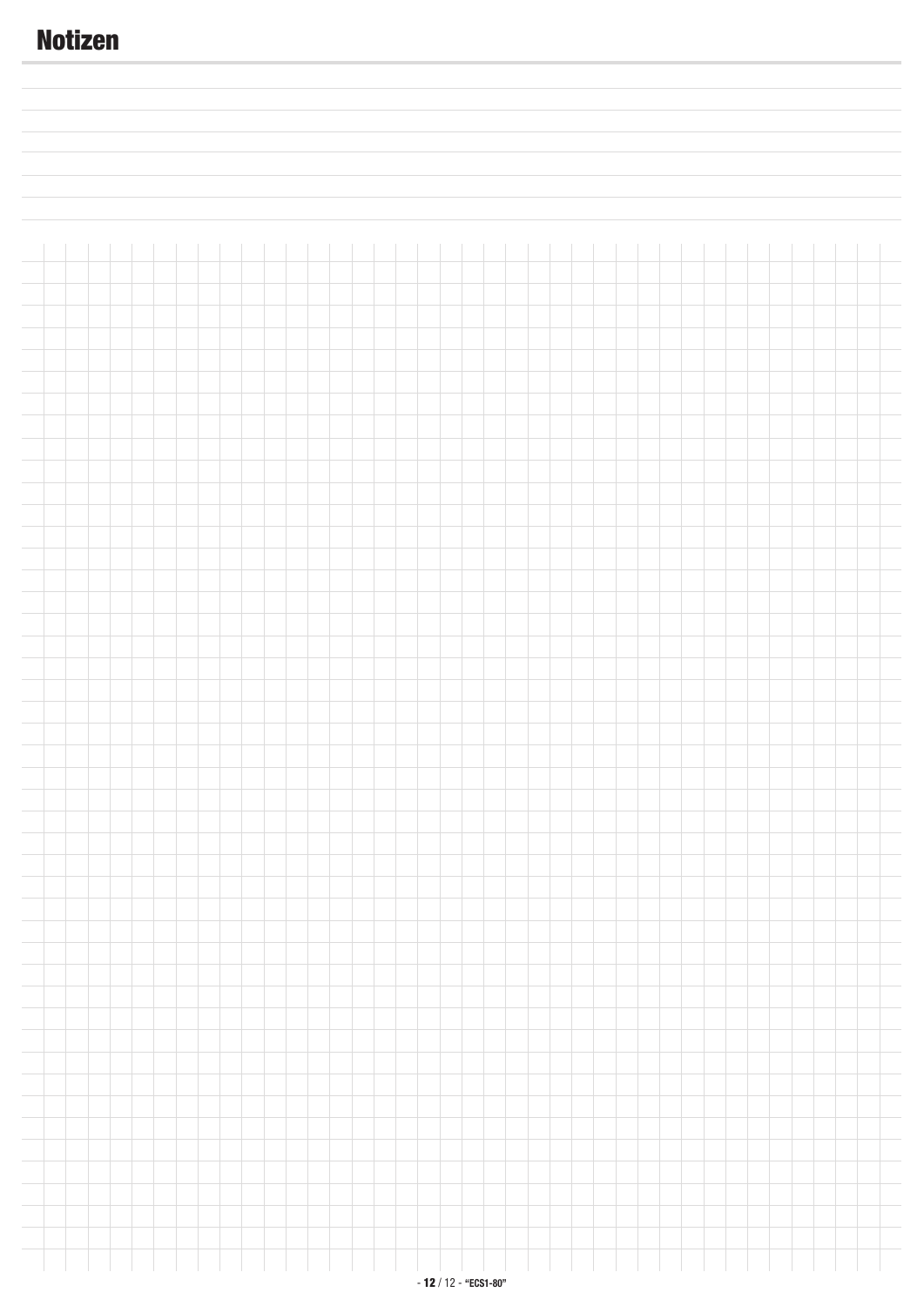# Notizen